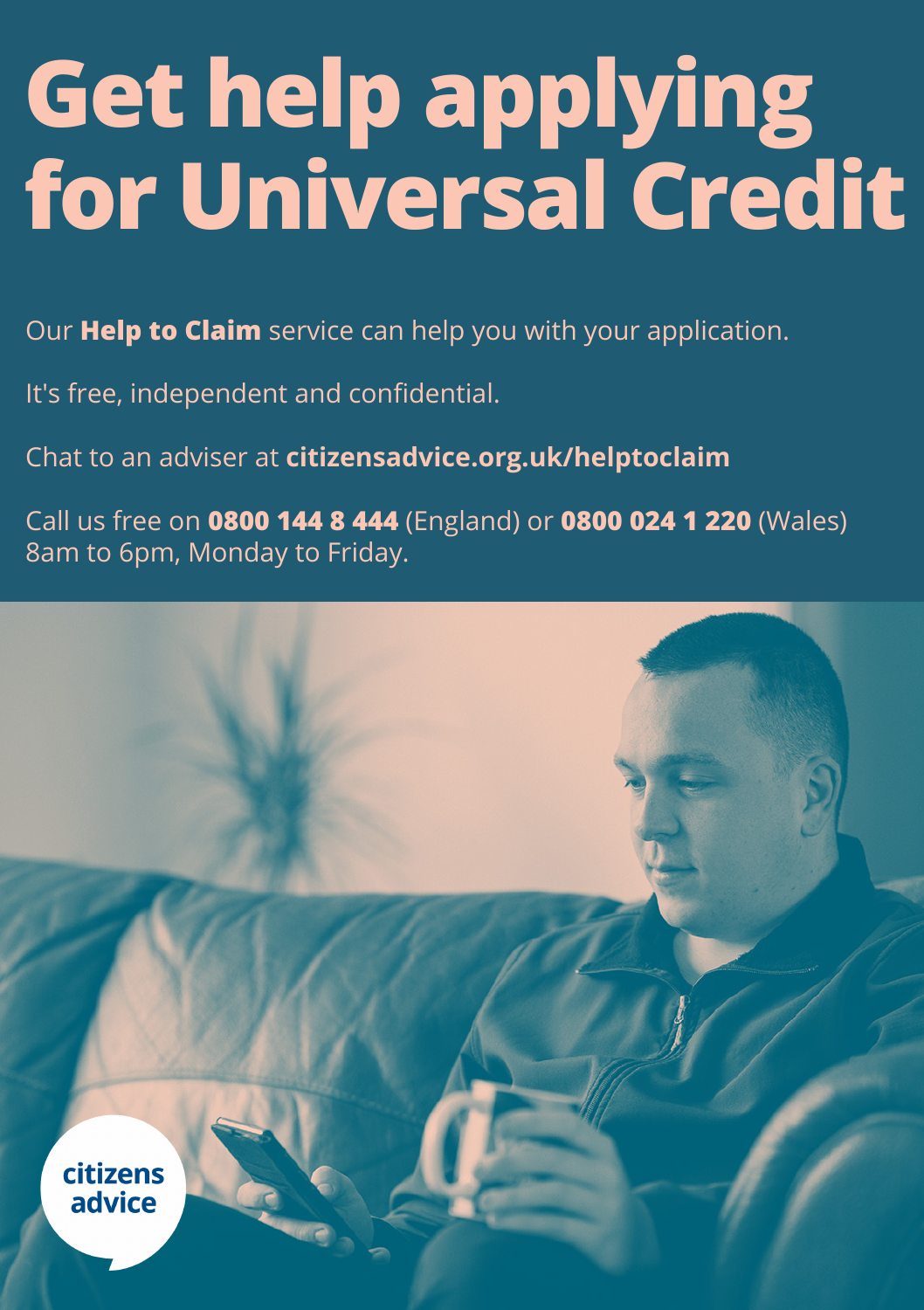# Get help applying for Universal Credit

Our **Help to Claim** service can help you with your application.

It's free, independent and confidential.

Chat to an adviser at **citizensadvice.org.uk/helptoclaim**

Call us free on **0800 144 8 444** (England) or **0800 024 1 220** (Wales) 8am to 6pm, Monday to Friday.

citizens advice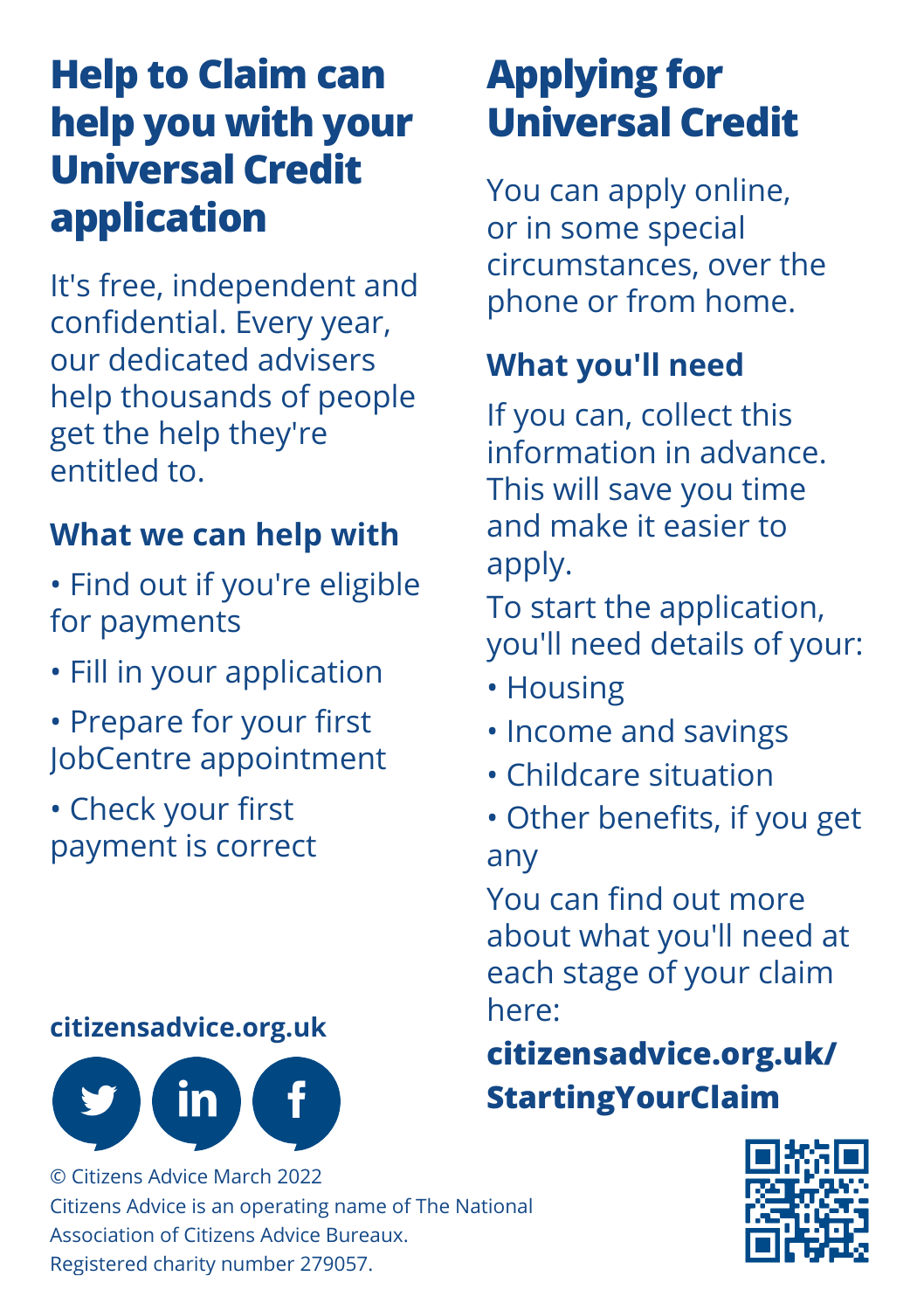# Help to Claim can help you with your Universal Credit application

It's free, independent and confidential. Every year, our dedicated advisers help thousands of people get the help they're entitled to.

### What we can help with

- Find out if you're eligible for payments
- Fill in your application
- Prepare for your first JobCentre appointment
- Check your first payment is correct

**citizensadvice.org.uk**

© Citizens Advice March 2022
Citizens Advice is an operating name of The National Association of Citizens Advice Bureaux.
Registered charity number 279057.

# Applying for Universal Credit

You can apply online, or in some special circumstances, over the phone or from home.

### What you'll need

If you can, collect this information in advance. This will save you time and make it easier to apply.

To start the application, you'll need details of your:

- Housing
- Income and savings
- Childcare situation
- Other benefits, if you get any

You can find out more about what you'll need at each stage of your claim here:

**citizensadvice.org.uk/StartingYourClaim**